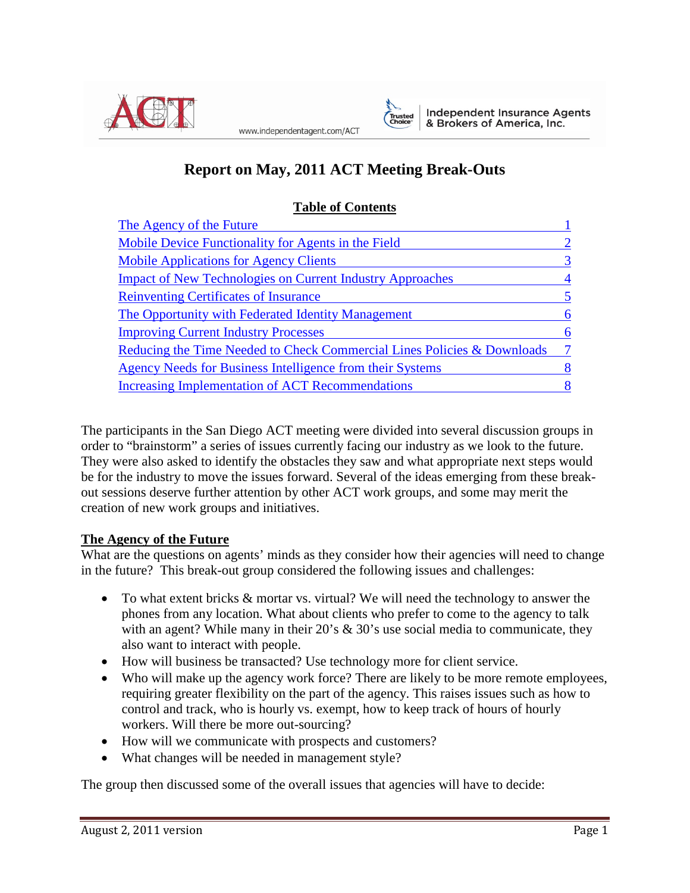www.independentagent.com/ACT

Independent Insurance Agents & Brokers of America, Inc.

# Report on May, 2011 ACT Meeting Break-Outs

## Table of Contents

| | |
|---|---|
| The Agency of the Future | 1 |
| Mobile Device Functionality for Agents in the Field | 2 |
| Mobile Applications for Agency Clients | 3 |
| Impact of New Technologies on Current Industry Approaches | 4 |
| Reinventing Certificates of Insurance | 5 |
| The Opportunity with Federated Identity Management | 6 |
| Improving Current Industry Processes | 6 |
| Reducing the Time Needed to Check Commercial Lines Policies & Downloads | 7 |
| Agency Needs for Business Intelligence from their Systems | 8 |
| Increasing Implementation of ACT Recommendations | 8 |

The participants in the San Diego ACT meeting were divided into several discussion groups in order to "brainstorm" a series of issues currently facing our industry as we look to the future. They were also asked to identify the obstacles they saw and what appropriate next steps would be for the industry to move the issues forward. Several of the ideas emerging from these break-out sessions deserve further attention by other ACT work groups, and some may merit the creation of new work groups and initiatives.

## The Agency of the Future

What are the questions on agents' minds as they consider how their agencies will need to change in the future? This break-out group considered the following issues and challenges:

- To what extent bricks & mortar vs. virtual? We will need the technology to answer the phones from any location. What about clients who prefer to come to the agency to talk with an agent? While many in their 20's & 30's use social media to communicate, they also want to interact with people.
- How will business be transacted? Use technology more for client service.
- Who will make up the agency work force? There are likely to be more remote employees, requiring greater flexibility on the part of the agency. This raises issues such as how to control and track, who is hourly vs. exempt, how to keep track of hours of hourly workers. Will there be more out-sourcing?
- How will we communicate with prospects and customers?
- What changes will be needed in management style?

The group then discussed some of the overall issues that agencies will have to decide: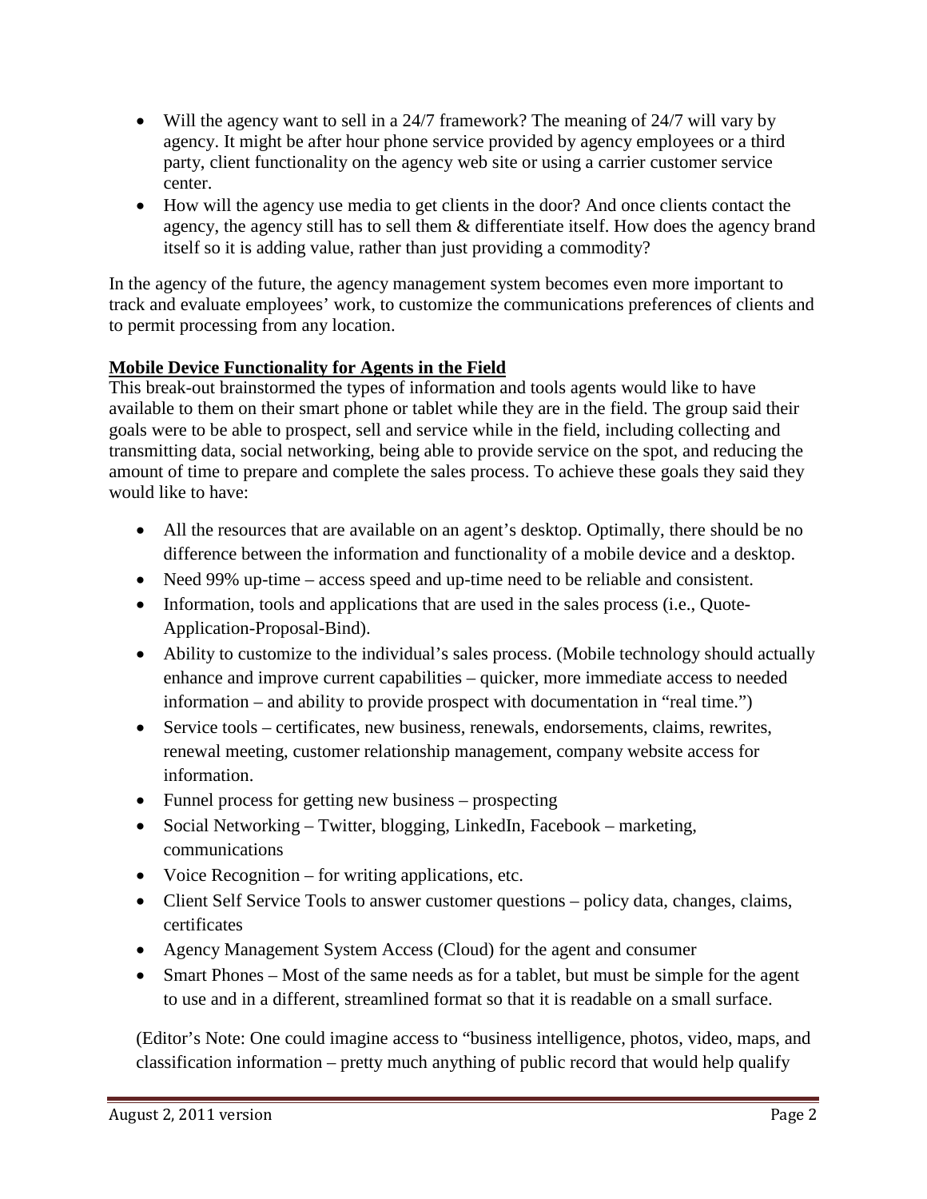- Will the agency want to sell in a 24/7 framework? The meaning of 24/7 will vary by agency. It might be after hour phone service provided by agency employees or a third party, client functionality on the agency web site or using a carrier customer service center.
- How will the agency use media to get clients in the door? And once clients contact the agency, the agency still has to sell them & differentiate itself. How does the agency brand itself so it is adding value, rather than just providing a commodity?

In the agency of the future, the agency management system becomes even more important to track and evaluate employees' work, to customize the communications preferences of clients and to permit processing from any location.

**Mobile Device Functionality for Agents in the Field**

This break-out brainstormed the types of information and tools agents would like to have available to them on their smart phone or tablet while they are in the field. The group said their goals were to be able to prospect, sell and service while in the field, including collecting and transmitting data, social networking, being able to provide service on the spot, and reducing the amount of time to prepare and complete the sales process. To achieve these goals they said they would like to have:

- All the resources that are available on an agent's desktop. Optimally, there should be no difference between the information and functionality of a mobile device and a desktop.
- Need 99% up-time – access speed and up-time need to be reliable and consistent.
- Information, tools and applications that are used in the sales process (i.e., Quote-Application-Proposal-Bind).
- Ability to customize to the individual's sales process. (Mobile technology should actually enhance and improve current capabilities – quicker, more immediate access to needed information – and ability to provide prospect with documentation in "real time.")
- Service tools – certificates, new business, renewals, endorsements, claims, rewrites, renewal meeting, customer relationship management, company website access for information.
- Funnel process for getting new business – prospecting
- Social Networking – Twitter, blogging, LinkedIn, Facebook – marketing, communications
- Voice Recognition – for writing applications, etc.
- Client Self Service Tools to answer customer questions – policy data, changes, claims, certificates
- Agency Management System Access (Cloud) for the agent and consumer
- Smart Phones – Most of the same needs as for a tablet, but must be simple for the agent to use and in a different, streamlined format so that it is readable on a small surface.

(Editor's Note: One could imagine access to "business intelligence, photos, video, maps, and classification information – pretty much anything of public record that would help qualify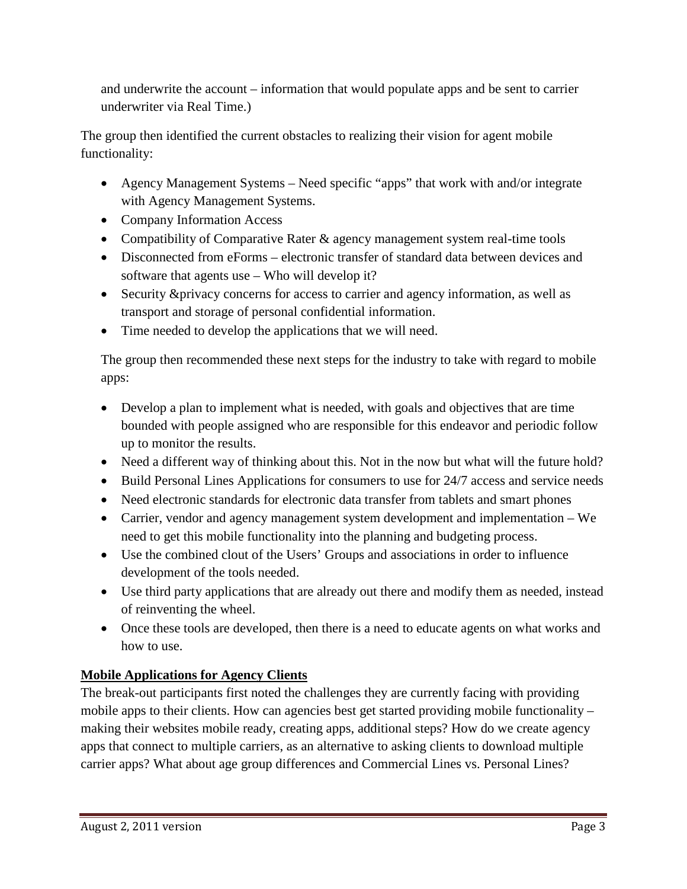and underwrite the account – information that would populate apps and be sent to carrier underwriter via Real Time.)

The group then identified the current obstacles to realizing their vision for agent mobile functionality:

- Agency Management Systems – Need specific "apps" that work with and/or integrate with Agency Management Systems.
- Company Information Access
- Compatibility of Comparative Rater & agency management system real-time tools
- Disconnected from eForms – electronic transfer of standard data between devices and software that agents use – Who will develop it?
- Security &privacy concerns for access to carrier and agency information, as well as transport and storage of personal confidential information.
- Time needed to develop the applications that we will need.

The group then recommended these next steps for the industry to take with regard to mobile apps:

- Develop a plan to implement what is needed, with goals and objectives that are time bounded with people assigned who are responsible for this endeavor and periodic follow up to monitor the results.
- Need a different way of thinking about this. Not in the now but what will the future hold?
- Build Personal Lines Applications for consumers to use for 24/7 access and service needs
- Need electronic standards for electronic data transfer from tablets and smart phones
- Carrier, vendor and agency management system development and implementation – We need to get this mobile functionality into the planning and budgeting process.
- Use the combined clout of the Users' Groups and associations in order to influence development of the tools needed.
- Use third party applications that are already out there and modify them as needed, instead of reinventing the wheel.
- Once these tools are developed, then there is a need to educate agents on what works and how to use.

**Mobile Applications for Agency Clients**

The break-out participants first noted the challenges they are currently facing with providing mobile apps to their clients. How can agencies best get started providing mobile functionality – making their websites mobile ready, creating apps, additional steps? How do we create agency apps that connect to multiple carriers, as an alternative to asking clients to download multiple carrier apps? What about age group differences and Commercial Lines vs. Personal Lines?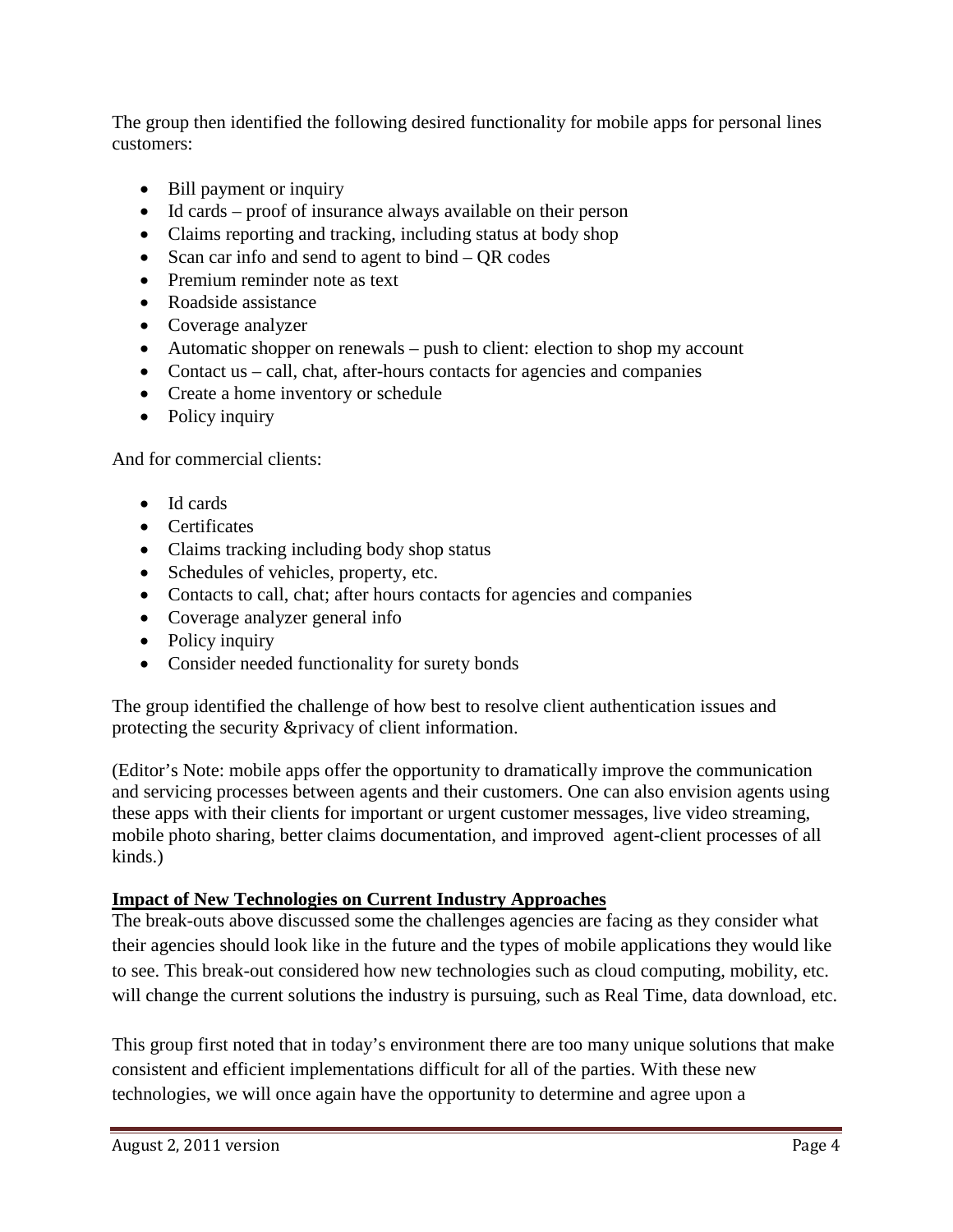The group then identified the following desired functionality for mobile apps for personal lines customers:

- Bill payment or inquiry
- Id cards – proof of insurance always available on their person
- Claims reporting and tracking, including status at body shop
- Scan car info and send to agent to bind – QR codes
- Premium reminder note as text
- Roadside assistance
- Coverage analyzer
- Automatic shopper on renewals – push to client: election to shop my account
- Contact us – call, chat, after-hours contacts for agencies and companies
- Create a home inventory or schedule
- Policy inquiry

And for commercial clients:

- Id cards
- Certificates
- Claims tracking including body shop status
- Schedules of vehicles, property, etc.
- Contacts to call, chat; after hours contacts for agencies and companies
- Coverage analyzer general info
- Policy inquiry
- Consider needed functionality for surety bonds

The group identified the challenge of how best to resolve client authentication issues and protecting the security &privacy of client information.

(Editor's Note: mobile apps offer the opportunity to dramatically improve the communication and servicing processes between agents and their customers. One can also envision agents using these apps with their clients for important or urgent customer messages, live video streaming, mobile photo sharing, better claims documentation, and improved agent-client processes of all kinds.)

**Impact of New Technologies on Current Industry Approaches**

The break-outs above discussed some the challenges agencies are facing as they consider what their agencies should look like in the future and the types of mobile applications they would like to see. This break-out considered how new technologies such as cloud computing, mobility, etc. will change the current solutions the industry is pursuing, such as Real Time, data download, etc.

This group first noted that in today's environment there are too many unique solutions that make consistent and efficient implementations difficult for all of the parties. With these new technologies, we will once again have the opportunity to determine and agree upon a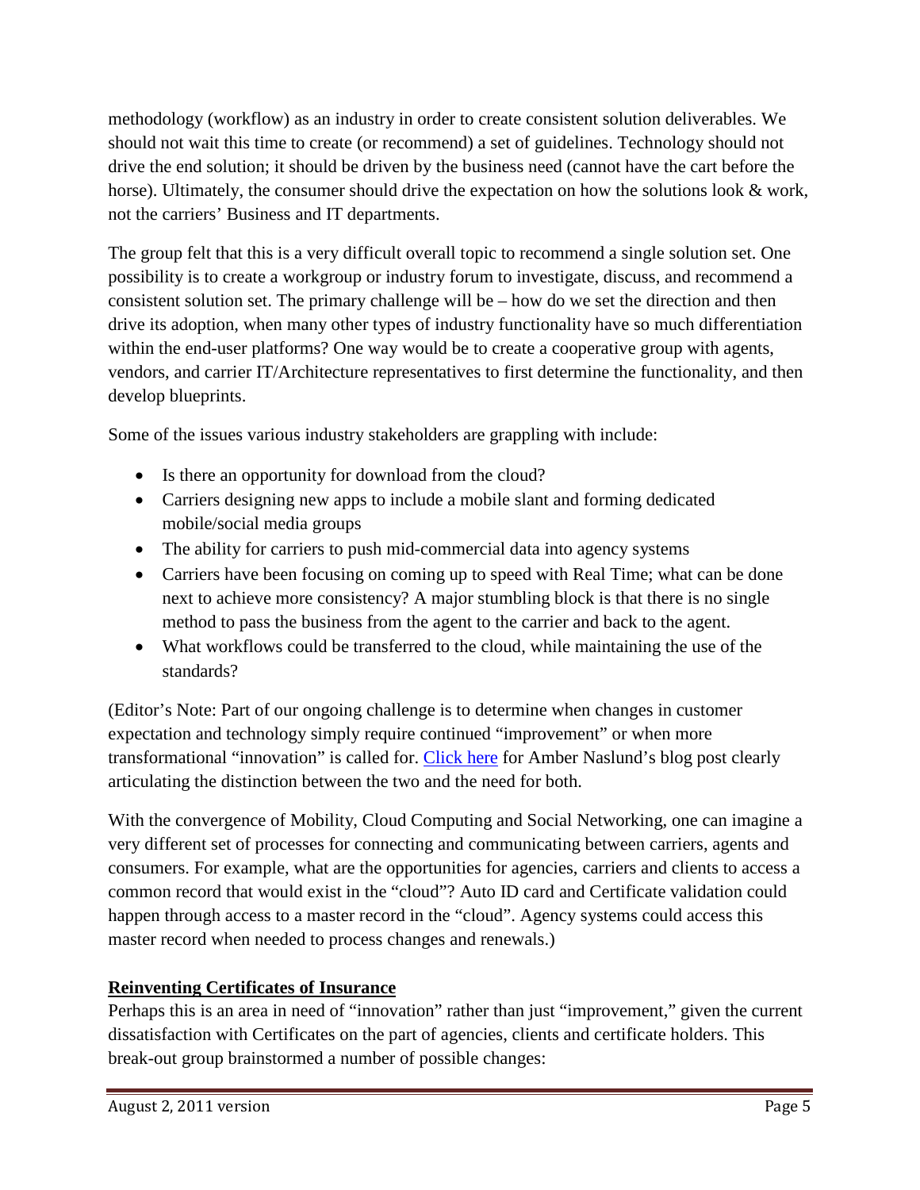methodology (workflow) as an industry in order to create consistent solution deliverables. We should not wait this time to create (or recommend) a set of guidelines. Technology should not drive the end solution; it should be driven by the business need (cannot have the cart before the horse). Ultimately, the consumer should drive the expectation on how the solutions look & work, not the carriers' Business and IT departments.

The group felt that this is a very difficult overall topic to recommend a single solution set. One possibility is to create a workgroup or industry forum to investigate, discuss, and recommend a consistent solution set. The primary challenge will be – how do we set the direction and then drive its adoption, when many other types of industry functionality have so much differentiation within the end-user platforms? One way would be to create a cooperative group with agents, vendors, and carrier IT/Architecture representatives to first determine the functionality, and then develop blueprints.

Some of the issues various industry stakeholders are grappling with include:

- Is there an opportunity for download from the cloud?
- Carriers designing new apps to include a mobile slant and forming dedicated mobile/social media groups
- The ability for carriers to push mid-commercial data into agency systems
- Carriers have been focusing on coming up to speed with Real Time; what can be done next to achieve more consistency? A major stumbling block is that there is no single method to pass the business from the agent to the carrier and back to the agent.
- What workflows could be transferred to the cloud, while maintaining the use of the standards?

(Editor's Note: Part of our ongoing challenge is to determine when changes in customer expectation and technology simply require continued "improvement" or when more transformational "innovation" is called for. Click here for Amber Naslund's blog post clearly articulating the distinction between the two and the need for both.

With the convergence of Mobility, Cloud Computing and Social Networking, one can imagine a very different set of processes for connecting and communicating between carriers, agents and consumers. For example, what are the opportunities for agencies, carriers and clients to access a common record that would exist in the "cloud"? Auto ID card and Certificate validation could happen through access to a master record in the "cloud". Agency systems could access this master record when needed to process changes and renewals.)

## Reinventing Certificates of Insurance

Perhaps this is an area in need of "innovation" rather than just "improvement," given the current dissatisfaction with Certificates on the part of agencies, clients and certificate holders. This break-out group brainstormed a number of possible changes: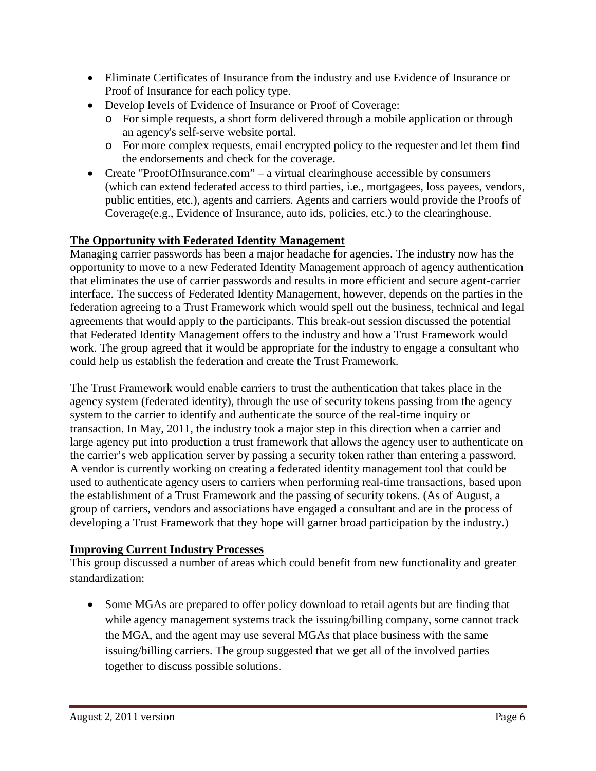- Eliminate Certificates of Insurance from the industry and use Evidence of Insurance or Proof of Insurance for each policy type.
- Develop levels of Evidence of Insurance or Proof of Coverage:
  - For simple requests, a short form delivered through a mobile application or through an agency's self-serve website portal.
  - For more complex requests, email encrypted policy to the requester and let them find the endorsements and check for the coverage.
- Create "ProofOfInsurance.com" – a virtual clearinghouse accessible by consumers (which can extend federated access to third parties, i.e., mortgagees, loss payees, vendors, public entities, etc.), agents and carriers. Agents and carriers would provide the Proofs of Coverage(e.g., Evidence of Insurance, auto ids, policies, etc.) to the clearinghouse.

**The Opportunity with Federated Identity Management**

Managing carrier passwords has been a major headache for agencies. The industry now has the opportunity to move to a new Federated Identity Management approach of agency authentication that eliminates the use of carrier passwords and results in more efficient and secure agent-carrier interface. The success of Federated Identity Management, however, depends on the parties in the federation agreeing to a Trust Framework which would spell out the business, technical and legal agreements that would apply to the participants. This break-out session discussed the potential that Federated Identity Management offers to the industry and how a Trust Framework would work. The group agreed that it would be appropriate for the industry to engage a consultant who could help us establish the federation and create the Trust Framework.

The Trust Framework would enable carriers to trust the authentication that takes place in the agency system (federated identity), through the use of security tokens passing from the agency system to the carrier to identify and authenticate the source of the real-time inquiry or transaction. In May, 2011, the industry took a major step in this direction when a carrier and large agency put into production a trust framework that allows the agency user to authenticate on the carrier's web application server by passing a security token rather than entering a password. A vendor is currently working on creating a federated identity management tool that could be used to authenticate agency users to carriers when performing real-time transactions, based upon the establishment of a Trust Framework and the passing of security tokens. (As of August, a group of carriers, vendors and associations have engaged a consultant and are in the process of developing a Trust Framework that they hope will garner broad participation by the industry.)

**Improving Current Industry Processes**

This group discussed a number of areas which could benefit from new functionality and greater standardization:

- Some MGAs are prepared to offer policy download to retail agents but are finding that while agency management systems track the issuing/billing company, some cannot track the MGA, and the agent may use several MGAs that place business with the same issuing/billing carriers. The group suggested that we get all of the involved parties together to discuss possible solutions.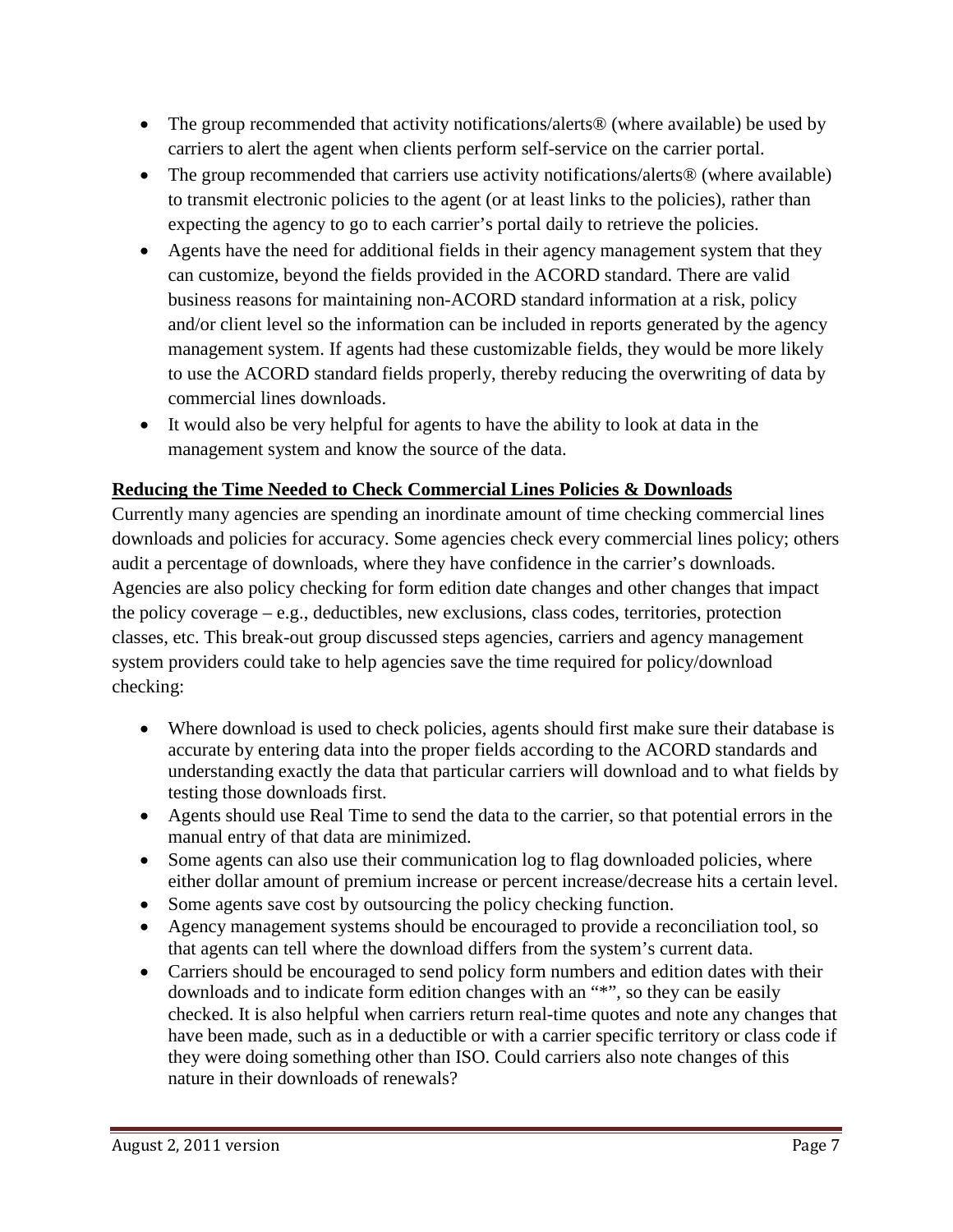- The group recommended that activity notifications/alerts® (where available) be used by carriers to alert the agent when clients perform self-service on the carrier portal.
- The group recommended that carriers use activity notifications/alerts® (where available) to transmit electronic policies to the agent (or at least links to the policies), rather than expecting the agency to go to each carrier's portal daily to retrieve the policies.
- Agents have the need for additional fields in their agency management system that they can customize, beyond the fields provided in the ACORD standard. There are valid business reasons for maintaining non-ACORD standard information at a risk, policy and/or client level so the information can be included in reports generated by the agency management system. If agents had these customizable fields, they would be more likely to use the ACORD standard fields properly, thereby reducing the overwriting of data by commercial lines downloads.
- It would also be very helpful for agents to have the ability to look at data in the management system and know the source of the data.

**Reducing the Time Needed to Check Commercial Lines Policies & Downloads**

Currently many agencies are spending an inordinate amount of time checking commercial lines downloads and policies for accuracy. Some agencies check every commercial lines policy; others audit a percentage of downloads, where they have confidence in the carrier's downloads. Agencies are also policy checking for form edition date changes and other changes that impact the policy coverage – e.g., deductibles, new exclusions, class codes, territories, protection classes, etc. This break-out group discussed steps agencies, carriers and agency management system providers could take to help agencies save the time required for policy/download checking:

- Where download is used to check policies, agents should first make sure their database is accurate by entering data into the proper fields according to the ACORD standards and understanding exactly the data that particular carriers will download and to what fields by testing those downloads first.
- Agents should use Real Time to send the data to the carrier, so that potential errors in the manual entry of that data are minimized.
- Some agents can also use their communication log to flag downloaded policies, where either dollar amount of premium increase or percent increase/decrease hits a certain level.
- Some agents save cost by outsourcing the policy checking function.
- Agency management systems should be encouraged to provide a reconciliation tool, so that agents can tell where the download differs from the system's current data.
- Carriers should be encouraged to send policy form numbers and edition dates with their downloads and to indicate form edition changes with an "*", so they can be easily checked. It is also helpful when carriers return real-time quotes and note any changes that have been made, such as in a deductible or with a carrier specific territory or class code if they were doing something other than ISO. Could carriers also note changes of this nature in their downloads of renewals?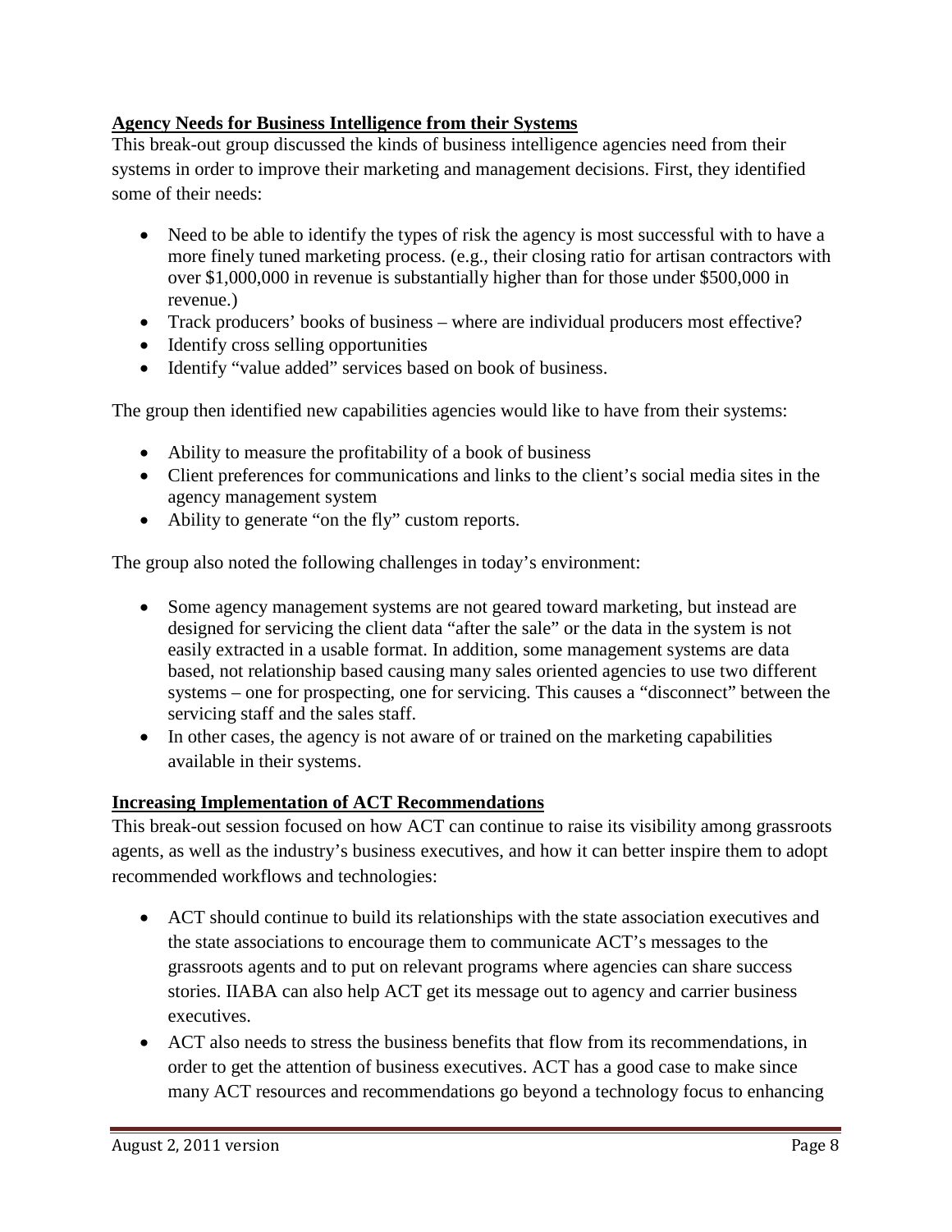**Agency Needs for Business Intelligence from their Systems**

This break-out group discussed the kinds of business intelligence agencies need from their systems in order to improve their marketing and management decisions. First, they identified some of their needs:

- Need to be able to identify the types of risk the agency is most successful with to have a more finely tuned marketing process. (e.g., their closing ratio for artisan contractors with over $1,000,000 in revenue is substantially higher than for those under $500,000 in revenue.)
- Track producers' books of business – where are individual producers most effective?
- Identify cross selling opportunities
- Identify "value added" services based on book of business.

The group then identified new capabilities agencies would like to have from their systems:

- Ability to measure the profitability of a book of business
- Client preferences for communications and links to the client's social media sites in the agency management system
- Ability to generate "on the fly" custom reports.

The group also noted the following challenges in today's environment:

- Some agency management systems are not geared toward marketing, but instead are designed for servicing the client data "after the sale" or the data in the system is not easily extracted in a usable format. In addition, some management systems are data based, not relationship based causing many sales oriented agencies to use two different systems – one for prospecting, one for servicing. This causes a "disconnect" between the servicing staff and the sales staff.
- In other cases, the agency is not aware of or trained on the marketing capabilities available in their systems.

**Increasing Implementation of ACT Recommendations**

This break-out session focused on how ACT can continue to raise its visibility among grassroots agents, as well as the industry's business executives, and how it can better inspire them to adopt recommended workflows and technologies:

- ACT should continue to build its relationships with the state association executives and the state associations to encourage them to communicate ACT's messages to the grassroots agents and to put on relevant programs where agencies can share success stories. IIABA can also help ACT get its message out to agency and carrier business executives.
- ACT also needs to stress the business benefits that flow from its recommendations, in order to get the attention of business executives. ACT has a good case to make since many ACT resources and recommendations go beyond a technology focus to enhancing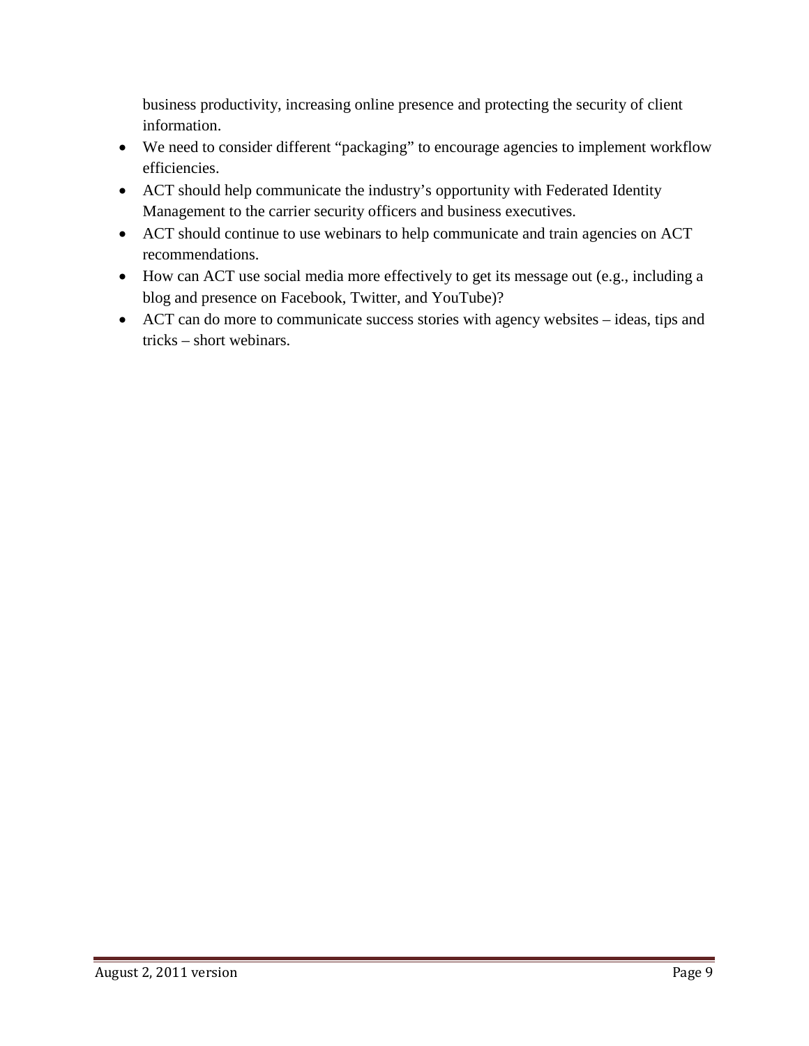business productivity, increasing online presence and protecting the security of client information.

- We need to consider different "packaging" to encourage agencies to implement workflow efficiencies.
- ACT should help communicate the industry's opportunity with Federated Identity Management to the carrier security officers and business executives.
- ACT should continue to use webinars to help communicate and train agencies on ACT recommendations.
- How can ACT use social media more effectively to get its message out (e.g., including a blog and presence on Facebook, Twitter, and YouTube)?
- ACT can do more to communicate success stories with agency websites – ideas, tips and tricks – short webinars.